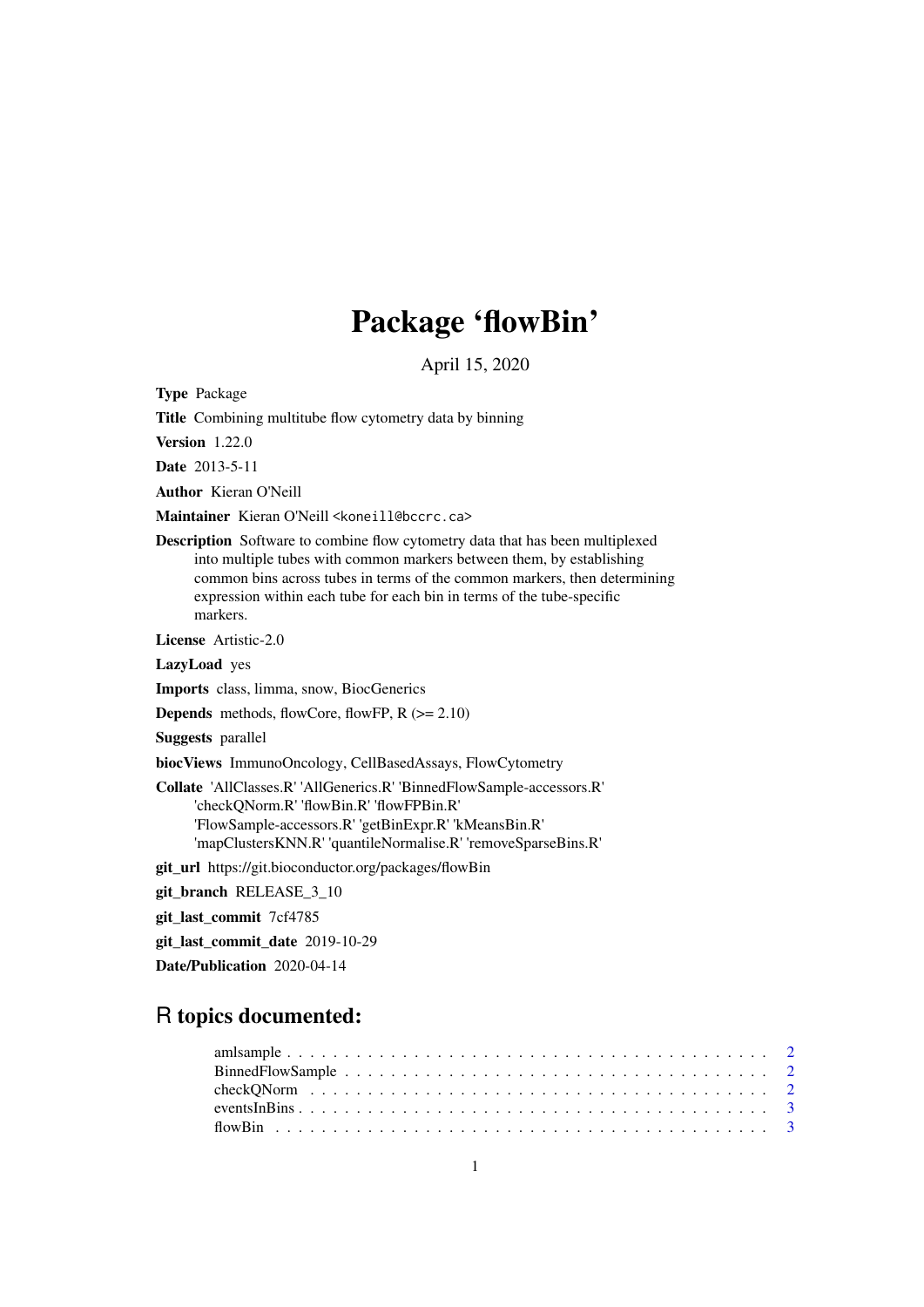# Package 'flowBin'

April 15, 2020

**Type** Package

**Title** Combining multitube flow cytometry data by binning

**Version** 1.22.0

**Date** 2013-5-11

**Author** Kieran O'Neill

**Maintainer** Kieran O'Neill <koneill@bccrc.ca>

**Description** Software to combine flow cytometry data that has been multiplexed into multiple tubes with common markers between them, by establishing common bins across tubes in terms of the common markers, then determining expression within each tube for each bin in terms of the tube-specific markers.

**License** Artistic-2.0

**LazyLoad** yes

**Imports** class, limma, snow, BiocGenerics

**Depends** methods, flowCore, flowFP, R (>= 2.10)

**Suggests** parallel

**biocViews** ImmunoOncology, CellBasedAssays, FlowCytometry

**Collate** 'AllClasses.R' 'AllGenerics.R' 'BinnedFlowSample-accessors.R' 'checkQNorm.R' 'flowBin.R' 'flowFPBin.R' 'FlowSample-accessors.R' 'getBinExpr.R' 'kMeansBin.R' 'mapClustersKNN.R' 'quantileNormalise.R' 'removeSparseBins.R'

**git_url** https://git.bioconductor.org/packages/flowBin

**git_branch** RELEASE_3_10

**git_last_commit** 7cf4785

**git_last_commit_date** 2019-10-29

**Date/Publication** 2020-04-14

## R topics documented:

- amlsample . . . . . . . . . . . . . . . . . . . . . . . . . . . . . . . . . . . . . . . . . . 2
- BinnedFlowSample . . . . . . . . . . . . . . . . . . . . . . . . . . . . . . . . . . . . . 2
- checkQNorm . . . . . . . . . . . . . . . . . . . . . . . . . . . . . . . . . . . . . . . . . 2
- eventsInBins . . . . . . . . . . . . . . . . . . . . . . . . . . . . . . . . . . . . . . . . . 3
- flowBin . . . . . . . . . . . . . . . . . . . . . . . . . . . . . . . . . . . . . . . . . . . 3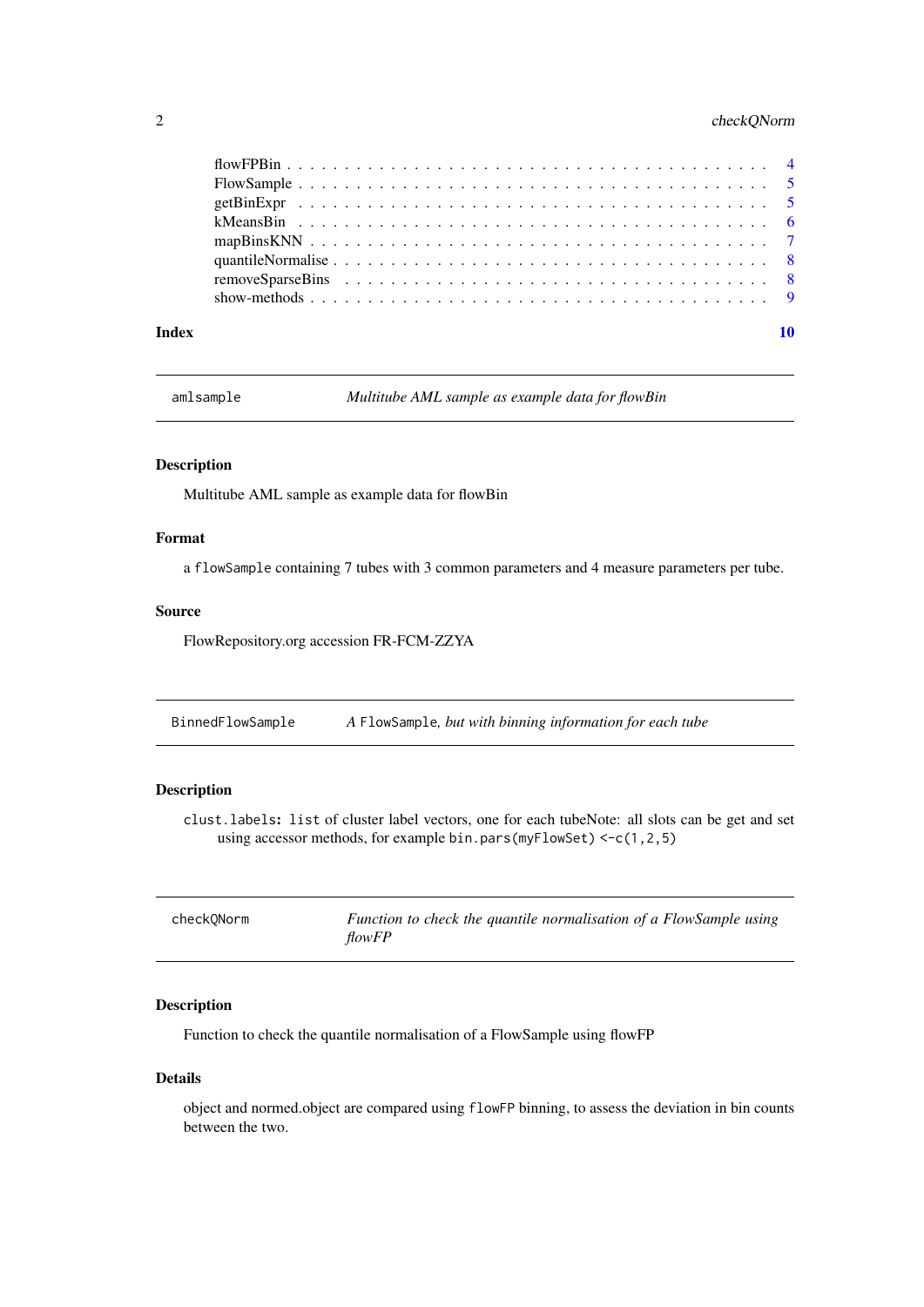flowFPBin . . . . . . . . . . . . . . . . . . . . . . . . . . . . . . . . . . . . . . . . . . 4
FlowSample . . . . . . . . . . . . . . . . . . . . . . . . . . . . . . . . . . . . . . . . . 5
getBinExpr . . . . . . . . . . . . . . . . . . . . . . . . . . . . . . . . . . . . . . . . . . 5
kMeansBin . . . . . . . . . . . . . . . . . . . . . . . . . . . . . . . . . . . . . . . . . . 6
mapBinsKNN . . . . . . . . . . . . . . . . . . . . . . . . . . . . . . . . . . . . . . . . . 7
quantileNormalise . . . . . . . . . . . . . . . . . . . . . . . . . . . . . . . . . . . . . . 8
removeSparseBins . . . . . . . . . . . . . . . . . . . . . . . . . . . . . . . . . . . . . . 8
show-methods . . . . . . . . . . . . . . . . . . . . . . . . . . . . . . . . . . . . . . . . 9

**Index** **10**

---

## amlsample — *Multitube AML sample as example data for flowBin*

### Description

Multitube AML sample as example data for flowBin

### Format

a `flowSample` containing 7 tubes with 3 common parameters and 4 measure parameters per tube.

### Source

FlowRepository.org accession FR-FCM-ZZYA

---

## BinnedFlowSample — *A `FlowSample`, but with binning information for each tube*

### Description

`clust.labels`**:** `list` of cluster label vectors, one for each tubeNote: all slots can be get and set using accessor methods, for example `bin.pars(myFlowSet) <-c(1,2,5)`

---

## checkQNorm — *Function to check the quantile normalisation of a FlowSample using flowFP*

### Description

Function to check the quantile normalisation of a FlowSample using flowFP

### Details

object and normed.object are compared using `flowFP` binning, to assess the deviation in bin counts between the two.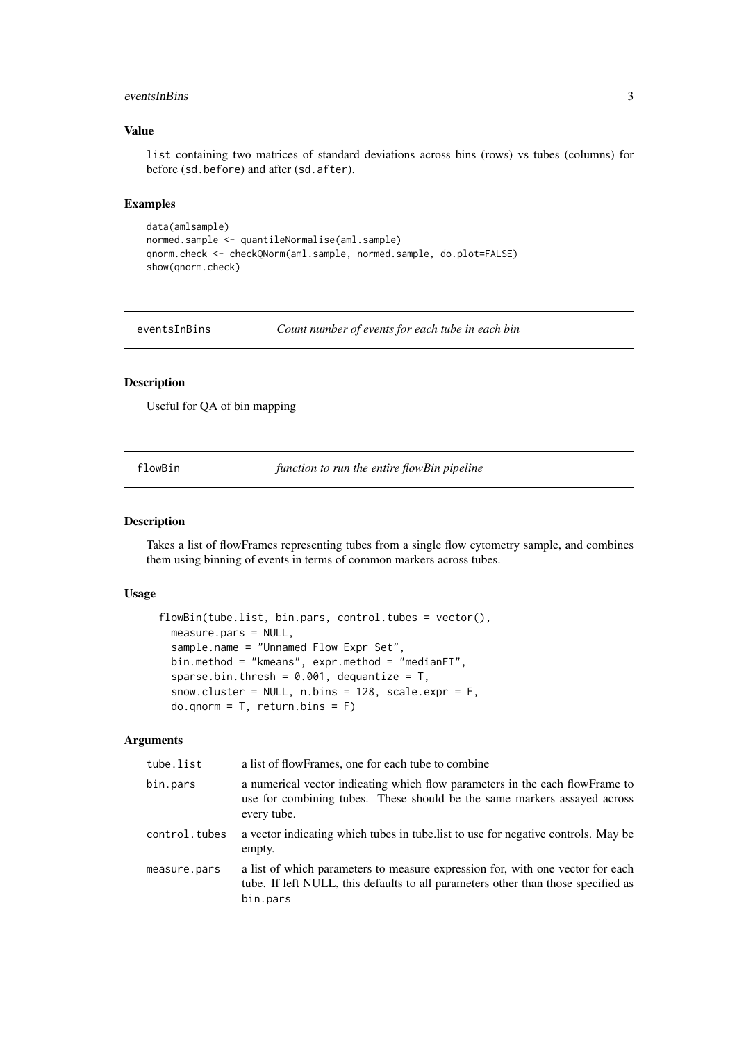### Value

`list` containing two matrices of standard deviations across bins (rows) vs tubes (columns) for before (`sd.before`) and after (`sd.after`).

### Examples

```
data(amlsample)
normed.sample <- quantileNormalise(aml.sample)
qnorm.check <- checkQNorm(aml.sample, normed.sample, do.plot=FALSE)
show(qnorm.check)
```

---

## eventsInBins — *Count number of events for each tube in each bin*

### Description

Useful for QA of bin mapping

---

## flowBin — *function to run the entire flowBin pipeline*

### Description

Takes a list of flowFrames representing tubes from a single flow cytometry sample, and combines them using binning of events in terms of common markers across tubes.

### Usage

```
flowBin(tube.list, bin.pars, control.tubes = vector(),
  measure.pars = NULL,
  sample.name = "Unnamed Flow Expr Set",
  bin.method = "kmeans", expr.method = "medianFI",
  sparse.bin.thresh = 0.001, dequantize = T,
  snow.cluster = NULL, n.bins = 128, scale.expr = F,
  do.qnorm = T, return.bins = F)
```

### Arguments

| | |
|---|---|
| `tube.list` | a list of flowFrames, one for each tube to combine |
| `bin.pars` | a numerical vector indicating which flow parameters in the each flowFrame to use for combining tubes. These should be the same markers assayed across every tube. |
| `control.tubes` | a vector indicating which tubes in tube.list to use for negative controls. May be empty. |
| `measure.pars` | a list of which parameters to measure expression for, with one vector for each tube. If left NULL, this defaults to all parameters other than those specified as `bin.pars` |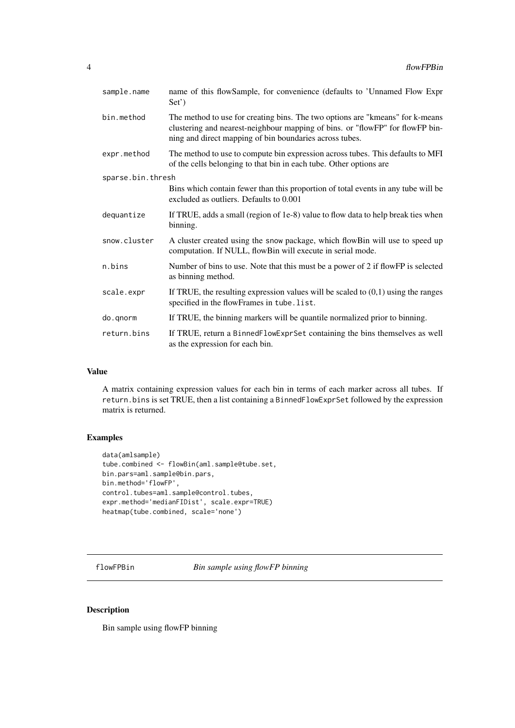| | |
|---|---|
| sample.name | name of this flowSample, for convenience (defaults to 'Unnamed Flow Expr Set') |
| bin.method | The method to use for creating bins. The two options are "kmeans" for k-means clustering and nearest-neighbour mapping of bins. or "flowFP" for flowFP binning and direct mapping of bin boundaries across tubes. |
| expr.method | The method to use to compute bin expression across tubes. This defaults to MFI of the cells belonging to that bin in each tube. Other options are |
| sparse.bin.thresh | Bins which contain fewer than this proportion of total events in any tube will be excluded as outliers. Defaults to 0.001 |
| dequantize | If TRUE, adds a small (region of 1e-8) value to flow data to help break ties when binning. |
| snow.cluster | A cluster created using the snow package, which flowBin will use to speed up computation. If NULL, flowBin will execute in serial mode. |
| n.bins | Number of bins to use. Note that this must be a power of 2 if flowFP is selected as binning method. |
| scale.expr | If TRUE, the resulting expression values will be scaled to (0,1) using the ranges specified in the flowFrames in `tube.list`. |
| do.qnorm | If TRUE, the binning markers will be quantile normalized prior to binning. |
| return.bins | If TRUE, return a `BinnedFlowExprSet` containing the bins themselves as well as the expression for each bin. |

## Value

A matrix containing expression values for each bin in terms of each marker across all tubes. If `return.bins` is set TRUE, then a list containing a `BinnedFlowExprSet` followed by the expression matrix is returned.

## Examples

```
data(amlsample)
tube.combined <- flowBin(aml.sample@tube.set,
bin.pars=aml.sample@bin.pars,
bin.method='flowFP',
control.tubes=aml.sample@control.tubes,
expr.method='medianFIDist', scale.expr=TRUE)
heatmap(tube.combined, scale='none')
```

---

# flowFPBin — *Bin sample using flowFP binning*

## Description

Bin sample using flowFP binning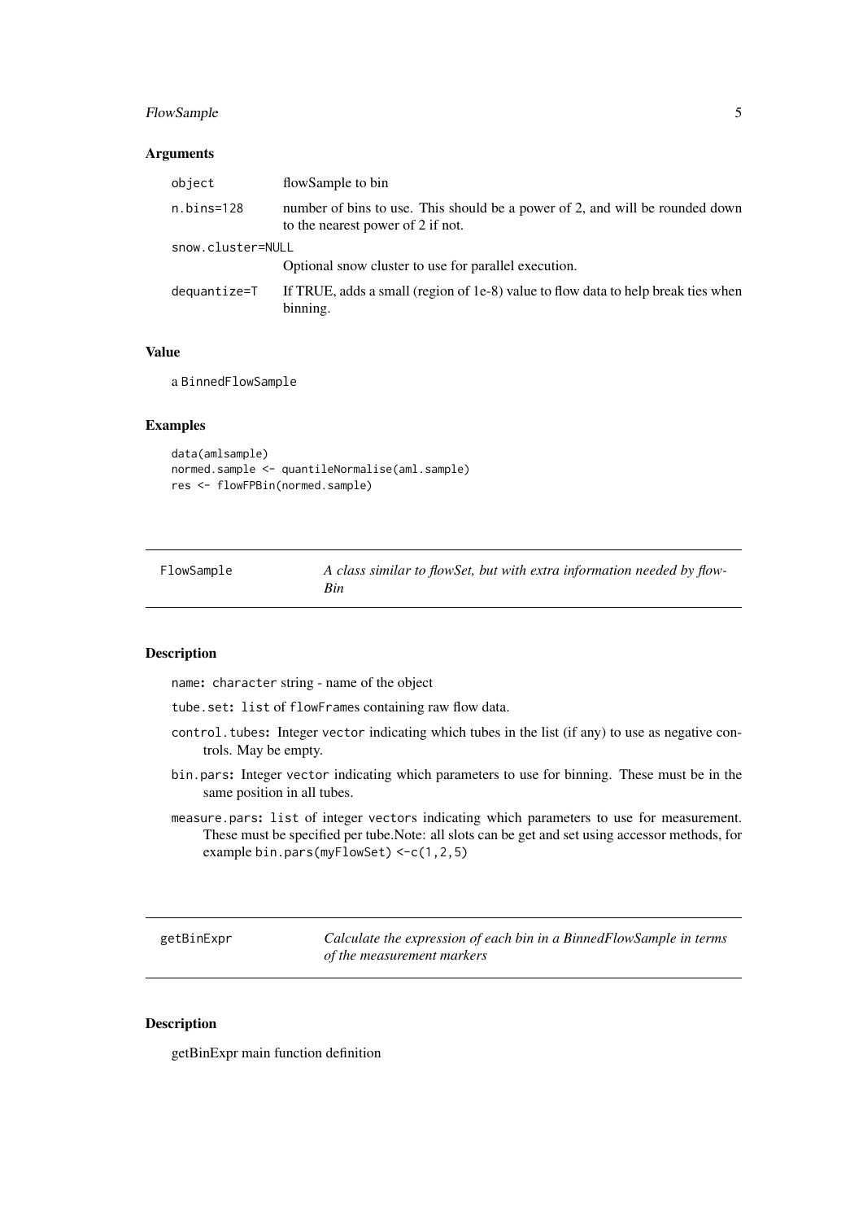### Arguments

| | |
|---|---|
| `object` | flowSample to bin |
| `n.bins=128` | number of bins to use. This should be a power of 2, and will be rounded down to the nearest power of 2 if not. |
| `snow.cluster=NULL` | Optional snow cluster to use for parallel execution. |
| `dequantize=T` | If TRUE, adds a small (region of 1e-8) value to flow data to help break ties when binning. |

### Value

a `BinnedFlowSample`

### Examples

```
data(amlsample)
normed.sample <- quantileNormalise(aml.sample)
res <- flowFPBin(normed.sample)
```

---

## `FlowSample` — *A class similar to flowSet, but with extra information needed by flowBin*

---

### Description

`name`**:** `character` string - name of the object

`tube.set`**:** `list` of `flowFrame`s containing raw flow data.

`control.tubes`**:** Integer `vector` indicating which tubes in the list (if any) to use as negative controls. May be empty.

`bin.pars`**:** Integer `vector` indicating which parameters to use for binning. These must be in the same position in all tubes.

`measure.pars`**:** `list` of integer `vector`s indicating which parameters to use for measurement. These must be specified per tube.Note: all slots can be get and set using accessor methods, for example `bin.pars(myFlowSet) <-c(1,2,5)`

---

## `getBinExpr` — *Calculate the expression of each bin in a BinnedFlowSample in terms of the measurement markers*

---

### Description

getBinExpr main function definition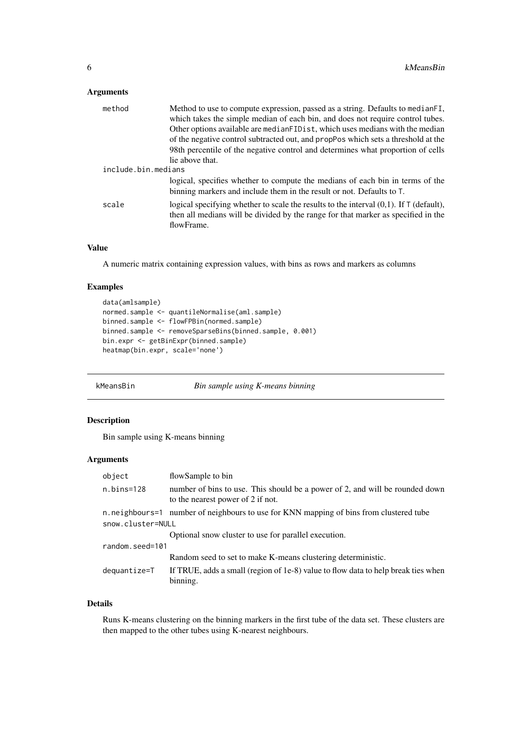### Arguments

| | |
|---|---|
| `method` | Method to use to compute expression, passed as a string. Defaults to `medianFI`, which takes the simple median of each bin, and does not require control tubes. Other options available are `medianFIDist`, which uses medians with the median of the negative control subtracted out, and `propPos` which sets a threshold at the 98th percentile of the negative control and determines what proportion of cells lie above that. |
| `include.bin.medians` | logical, specifies whether to compute the medians of each bin in terms of the binning markers and include them in the result or not. Defaults to `T`. |
| `scale` | logical specifying whether to scale the results to the interval (0,1). If `T` (default), then all medians will be divided by the range for that marker as specified in the flowFrame. |

### Value

A numeric matrix containing expression values, with bins as rows and markers as columns

### Examples

```
data(amlsample)
normed.sample <- quantileNormalise(aml.sample)
binned.sample <- flowFPBin(normed.sample)
binned.sample <- removeSparseBins(binned.sample, 0.001)
bin.expr <- getBinExpr(binned.sample)
heatmap(bin.expr, scale='none')
```

---

## kMeansBin — *Bin sample using K-means binning*

### Description

Bin sample using K-means binning

### Arguments

| | |
|---|---|
| `object` | flowSample to bin |
| `n.bins=128` | number of bins to use. This should be a power of 2, and will be rounded down to the nearest power of 2 if not. |
| `n.neighbours=1` | number of neighbours to use for KNN mapping of bins from clustered tube |
| `snow.cluster=NULL` | Optional snow cluster to use for parallel execution. |
| `random.seed=101` | Random seed to set to make K-means clustering deterministic. |
| `dequantize=T` | If TRUE, adds a small (region of 1e-8) value to flow data to help break ties when binning. |

### Details

Runs K-means clustering on the binning markers in the first tube of the data set. These clusters are then mapped to the other tubes using K-nearest neighbours.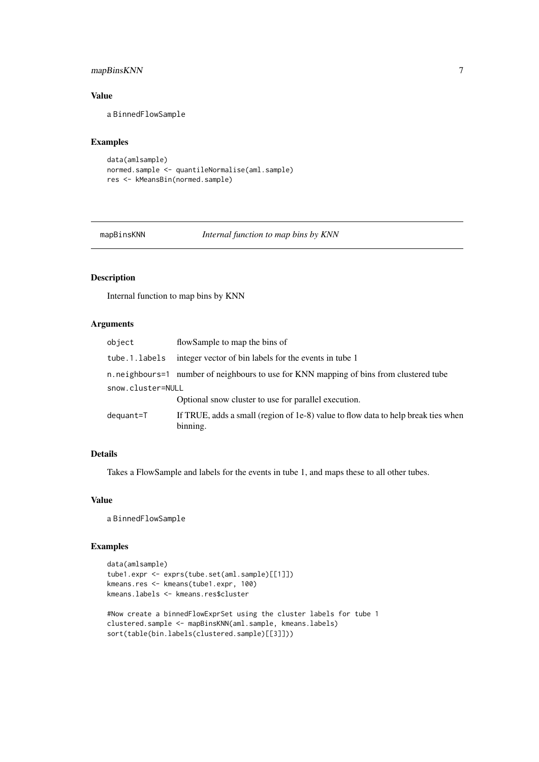### Value

a BinnedFlowSample

### Examples

```
data(amlsample)
normed.sample <- quantileNormalise(aml.sample)
res <- kMeansBin(normed.sample)
```

---

## mapBinsKNN — *Internal function to map bins by KNN*

---

### Description

Internal function to map bins by KNN

### Arguments

| | |
|---|---|
| object | flowSample to map the bins of |
| tube.1.labels | integer vector of bin labels for the events in tube 1 |
| n.neighbours=1 | number of neighbours to use for KNN mapping of bins from clustered tube |
| snow.cluster=NULL | Optional snow cluster to use for parallel execution. |
| dequant=T | If TRUE, adds a small (region of 1e-8) value to flow data to help break ties when binning. |

### Details

Takes a FlowSample and labels for the events in tube 1, and maps these to all other tubes.

### Value

a BinnedFlowSample

### Examples

```
data(amlsample)
tube1.expr <- exprs(tube.set(aml.sample)[[1]])
kmeans.res <- kmeans(tube1.expr, 100)
kmeans.labels <- kmeans.res$cluster

#Now create a binnedFlowExprSet using the cluster labels for tube 1
clustered.sample <- mapBinsKNN(aml.sample, kmeans.labels)
sort(table(bin.labels(clustered.sample)[[3]]))
```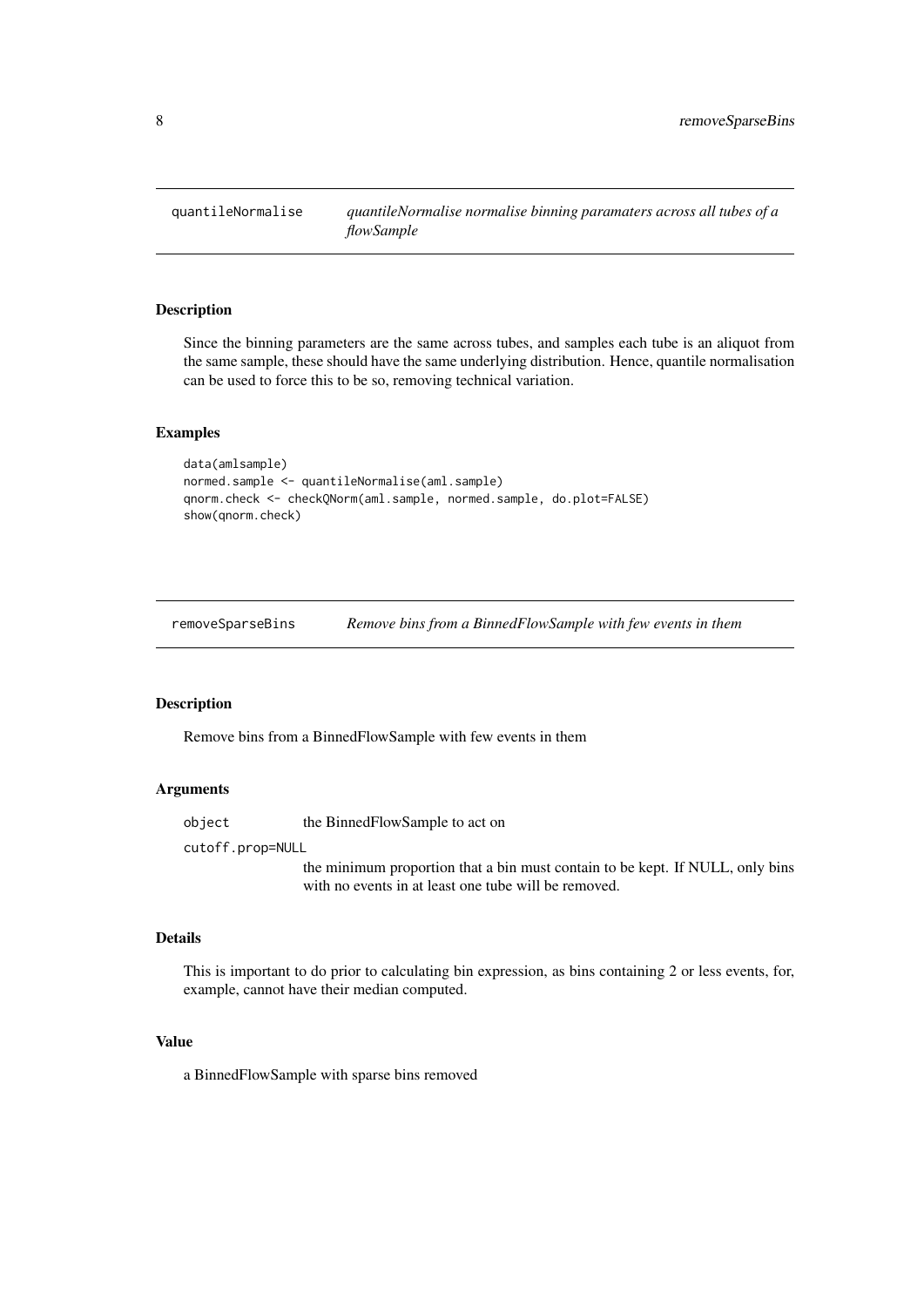## quantileNormalise — *quantileNormalise normalise binning paramaters across all tubes of a flowSample*

### Description

Since the binning parameters are the same across tubes, and samples each tube is an aliquot from the same sample, these should have the same underlying distribution. Hence, quantile normalisation can be used to force this to be so, removing technical variation.

### Examples

```
data(amlsample)
normed.sample <- quantileNormalise(aml.sample)
qnorm.check <- checkQNorm(aml.sample, normed.sample, do.plot=FALSE)
show(qnorm.check)
```

## removeSparseBins — *Remove bins from a BinnedFlowSample with few events in them*

### Description

Remove bins from a BinnedFlowSample with few events in them

### Arguments

| | |
|---|---|
| `object` | the BinnedFlowSample to act on |
| `cutoff.prop=NULL` | the minimum proportion that a bin must contain to be kept. If NULL, only bins with no events in at least one tube will be removed. |

### Details

This is important to do prior to calculating bin expression, as bins containing 2 or less events, for, example, cannot have their median computed.

### Value

a BinnedFlowSample with sparse bins removed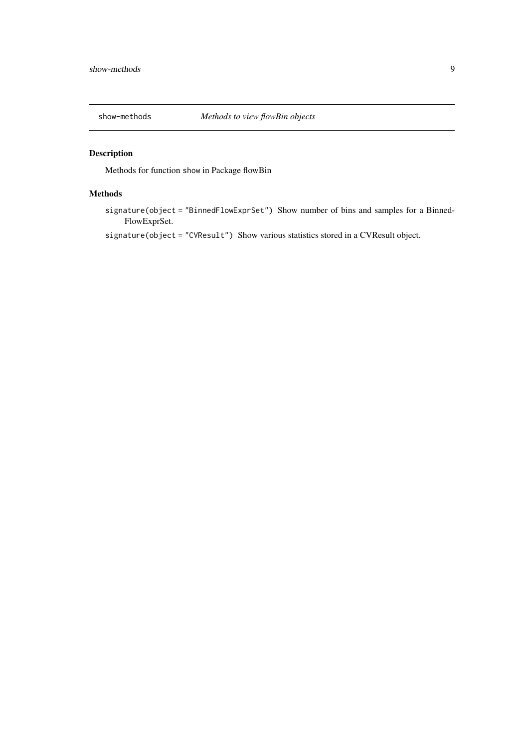`show-methods` *Methods to view flowBin objects*

## Description

Methods for function `show` in Package flowBin

## Methods

`signature(object = "BinnedFlowExprSet")` Show number of bins and samples for a BinnedFlowExprSet.

`signature(object = "CVResult")` Show various statistics stored in a CVResult object.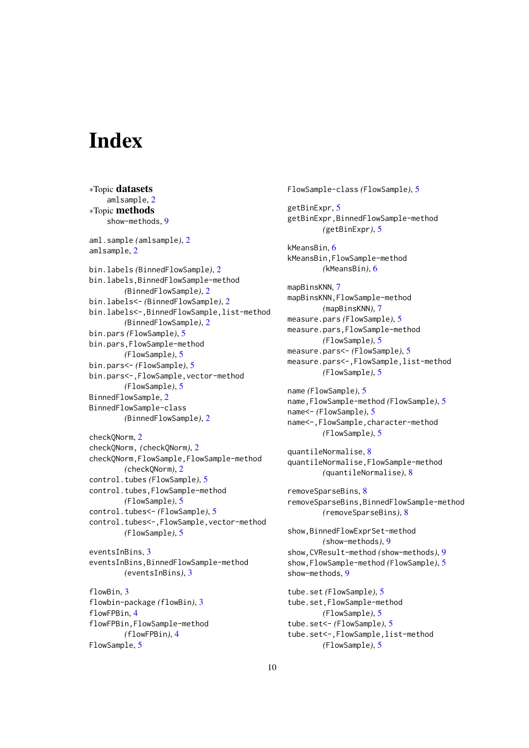# Index

∗Topic **datasets**
amlsample, 2
∗Topic **methods**
show-methods, 9

aml.sample *(*amlsample*)*, 2
amlsample, 2

bin.labels *(*BinnedFlowSample*)*, 2
bin.labels,BinnedFlowSample-method *(*BinnedFlowSample*)*, 2
bin.labels<- *(*BinnedFlowSample*)*, 2
bin.labels<-,BinnedFlowSample,list-method *(*BinnedFlowSample*)*, 2
bin.pars *(*FlowSample*)*, 5
bin.pars,FlowSample-method *(*FlowSample*)*, 5
bin.pars<- *(*FlowSample*)*, 5
bin.pars<-,FlowSample,vector-method *(*FlowSample*)*, 5
BinnedFlowSample, 2
BinnedFlowSample-class *(*BinnedFlowSample*)*, 2

checkQNorm, 2
checkQNorm, *(*checkQNorm*)*, 2
checkQNorm,FlowSample,FlowSample-method *(*checkQNorm*)*, 2
control.tubes *(*FlowSample*)*, 5
control.tubes,FlowSample-method *(*FlowSample*)*, 5
control.tubes<- *(*FlowSample*)*, 5
control.tubes<-,FlowSample,vector-method *(*FlowSample*)*, 5

eventsInBins, 3
eventsInBins,BinnedFlowSample-method *(*eventsInBins*)*, 3

flowBin, 3
flowbin-package *(*flowBin*)*, 3
flowFPBin, 4
flowFPBin,FlowSample-method *(*flowFPBin*)*, 4
FlowSample, 5
FlowSample-class *(*FlowSample*)*, 5

getBinExpr, 5
getBinExpr,BinnedFlowSample-method *(*getBinExpr*)*, 5

kMeansBin, 6
kMeansBin,FlowSample-method *(*kMeansBin*)*, 6

mapBinsKNN, 7
mapBinsKNN,FlowSample-method *(*mapBinsKNN*)*, 7
measure.pars *(*FlowSample*)*, 5
measure.pars,FlowSample-method *(*FlowSample*)*, 5
measure.pars<- *(*FlowSample*)*, 5
measure.pars<-,FlowSample,list-method *(*FlowSample*)*, 5

name *(*FlowSample*)*, 5
name,FlowSample-method *(*FlowSample*)*, 5
name<- *(*FlowSample*)*, 5
name<-,FlowSample,character-method *(*FlowSample*)*, 5

quantileNormalise, 8
quantileNormalise,FlowSample-method *(*quantileNormalise*)*, 8

removeSparseBins, 8
removeSparseBins,BinnedFlowSample-method *(*removeSparseBins*)*, 8

show,BinnedFlowExprSet-method *(*show-methods*)*, 9
show,CVResult-method *(*show-methods*)*, 9
show,FlowSample-method *(*FlowSample*)*, 5
show-methods, 9

tube.set *(*FlowSample*)*, 5
tube.set,FlowSample-method *(*FlowSample*)*, 5
tube.set<- *(*FlowSample*)*, 5
tube.set<-,FlowSample,list-method *(*FlowSample*)*, 5